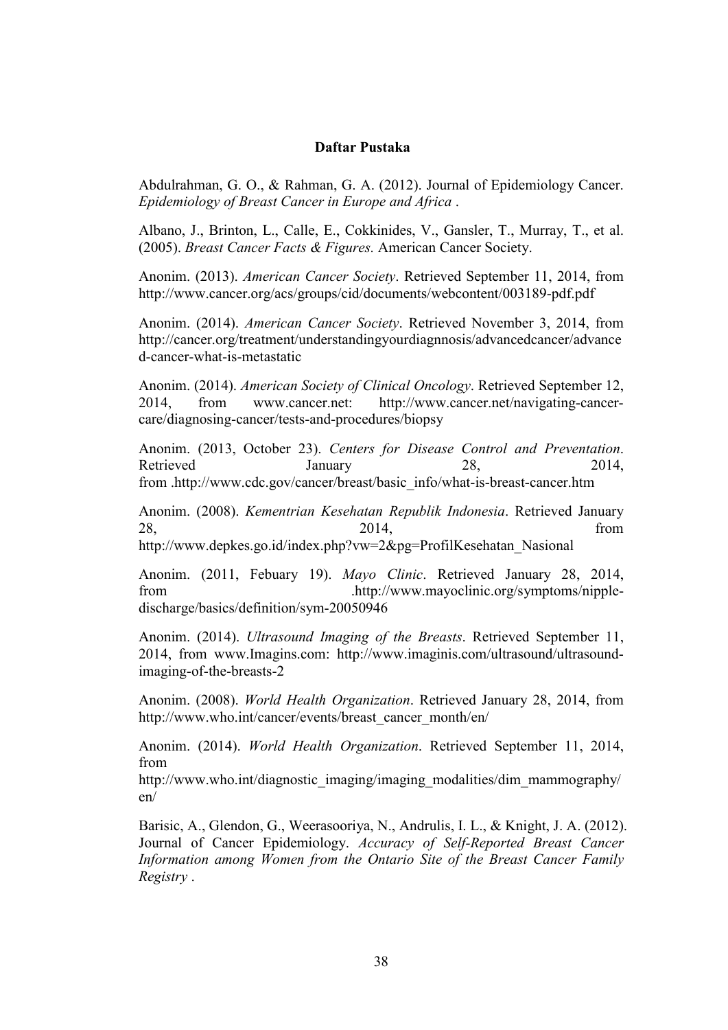# Daftar Pustaka

Abdulrahman, G. O., & Rahman, G. A. (2012). Journal of Epidemiology Cancer. *Epidemiology of Breast Cancer in Europe and Africa* .

Albano, J., Brinton, L., Calle, E., Cokkinides, V., Gansler, T., Murray, T., et al. (2005). *Breast Cancer Facts & Figures.* American Cancer Society.

Anonim. (2013). *American Cancer Society*. Retrieved September 11, 2014, from http://www.cancer.org/acs/groups/cid/documents/webcontent/003189-pdf.pdf

Anonim. (2014). *American Cancer Society*. Retrieved November 3, 2014, from http://cancer.org/treatment/understandingyourdiagnnosis/advancedcancer/advanced-cancer-what-is-metastatic

Anonim. (2014). *American Society of Clinical Oncology*. Retrieved September 12, 2014, from www.cancer.net: http://www.cancer.net/navigating-cancer-care/diagnosing-cancer/tests-and-procedures/biopsy

Anonim. (2013, October 23). *Centers for Disease Control and Preventation*. Retrieved January 28, 2014, from .http://www.cdc.gov/cancer/breast/basic_info/what-is-breast-cancer.htm

Anonim. (2008). *Kementrian Kesehatan Republik Indonesia*. Retrieved January 28, 2014, from http://www.depkes.go.id/index.php?vw=2&pg=ProfilKesehatan_Nasional

Anonim. (2011, Febuary 19). *Mayo Clinic*. Retrieved January 28, 2014, from .http://www.mayoclinic.org/symptoms/nipple-discharge/basics/definition/sym-20050946

Anonim. (2014). *Ultrasound Imaging of the Breasts*. Retrieved September 11, 2014, from www.Imagins.com: http://www.imaginis.com/ultrasound/ultrasound-imaging-of-the-breasts-2

Anonim. (2008). *World Health Organization*. Retrieved January 28, 2014, from http://www.who.int/cancer/events/breast_cancer_month/en/

Anonim. (2014). *World Health Organization*. Retrieved September 11, 2014, from http://www.who.int/diagnostic_imaging/imaging_modalities/dim_mammography/en/

Barisic, A., Glendon, G., Weerasooriya, N., Andrulis, I. L., & Knight, J. A. (2012). Journal of Cancer Epidemiology. *Accuracy of Self-Reported Breast Cancer Information among Women from the Ontario Site of the Breast Cancer Family Registry* .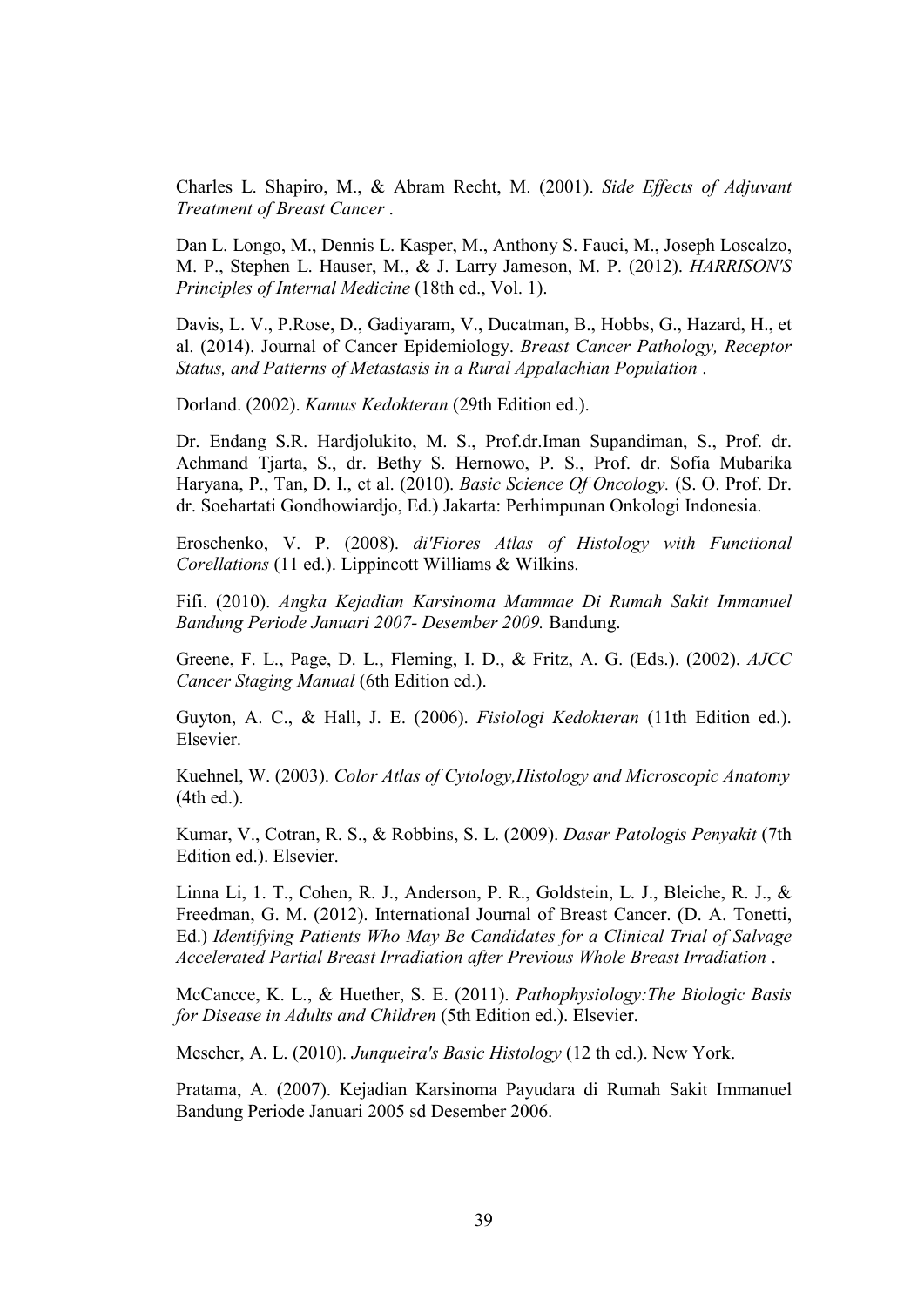Charles L. Shapiro, M., & Abram Recht, M. (2001). *Side Effects of Adjuvant Treatment of Breast Cancer* .

Dan L. Longo, M., Dennis L. Kasper, M., Anthony S. Fauci, M., Joseph Loscalzo, M. P., Stephen L. Hauser, M., & J. Larry Jameson, M. P. (2012). *HARRISON'S Principles of Internal Medicine* (18th ed., Vol. 1).

Davis, L. V., P.Rose, D., Gadiyaram, V., Ducatman, B., Hobbs, G., Hazard, H., et al. (2014). Journal of Cancer Epidemiology. *Breast Cancer Pathology, Receptor Status, and Patterns of Metastasis in a Rural Appalachian Population* .

Dorland. (2002). *Kamus Kedokteran* (29th Edition ed.).

Dr. Endang S.R. Hardjolukito, M. S., Prof.dr.Iman Supandiman, S., Prof. dr. Achmand Tjarta, S., dr. Bethy S. Hernowo, P. S., Prof. dr. Sofia Mubarika Haryana, P., Tan, D. I., et al. (2010). *Basic Science Of Oncology.* (S. O. Prof. Dr. dr. Soehartati Gondhowiardjo, Ed.) Jakarta: Perhimpunan Onkologi Indonesia.

Eroschenko, V. P. (2008). *di'Fiores Atlas of Histology with Functional Corellations* (11 ed.). Lippincott Williams & Wilkins.

Fifi. (2010). *Angka Kejadian Karsinoma Mammae Di Rumah Sakit Immanuel Bandung Periode Januari 2007- Desember 2009.* Bandung.

Greene, F. L., Page, D. L., Fleming, I. D., & Fritz, A. G. (Eds.). (2002). *AJCC Cancer Staging Manual* (6th Edition ed.).

Guyton, A. C., & Hall, J. E. (2006). *Fisiologi Kedokteran* (11th Edition ed.). Elsevier.

Kuehnel, W. (2003). *Color Atlas of Cytology,Histology and Microscopic Anatomy* (4th ed.).

Kumar, V., Cotran, R. S., & Robbins, S. L. (2009). *Dasar Patologis Penyakit* (7th Edition ed.). Elsevier.

Linna Li, 1. T., Cohen, R. J., Anderson, P. R., Goldstein, L. J., Bleiche, R. J., & Freedman, G. M. (2012). International Journal of Breast Cancer. (D. A. Tonetti, Ed.) *Identifying Patients Who May Be Candidates for a Clinical Trial of Salvage Accelerated Partial Breast Irradiation after Previous Whole Breast Irradiation* .

McCancce, K. L., & Huether, S. E. (2011). *Pathophysiology:The Biologic Basis for Disease in Adults and Children* (5th Edition ed.). Elsevier.

Mescher, A. L. (2010). *Junqueira's Basic Histology* (12 th ed.). New York.

Pratama, A. (2007). Kejadian Karsinoma Payudara di Rumah Sakit Immanuel Bandung Periode Januari 2005 sd Desember 2006.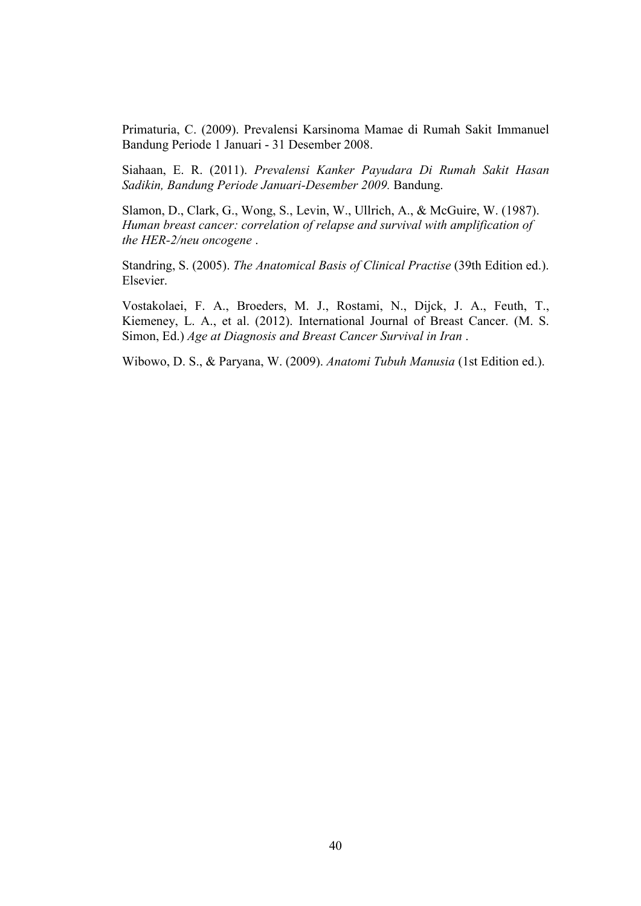Primaturia, C. (2009). Prevalensi Karsinoma Mamae di Rumah Sakit Immanuel Bandung Periode 1 Januari - 31 Desember 2008.

Siahaan, E. R. (2011). *Prevalensi Kanker Payudara Di Rumah Sakit Hasan Sadikin, Bandung Periode Januari-Desember 2009.* Bandung.

Slamon, D., Clark, G., Wong, S., Levin, W., Ullrich, A., & McGuire, W. (1987). *Human breast cancer: correlation of relapse and survival with amplification of the HER-2/neu oncogene* .

Standring, S. (2005). *The Anatomical Basis of Clinical Practise* (39th Edition ed.). Elsevier.

Vostakolaei, F. A., Broeders, M. J., Rostami, N., Dijck, J. A., Feuth, T., Kiemeney, L. A., et al. (2012). International Journal of Breast Cancer. (M. S. Simon, Ed.) *Age at Diagnosis and Breast Cancer Survival in Iran* .

Wibowo, D. S., & Paryana, W. (2009). *Anatomi Tubuh Manusia* (1st Edition ed.).